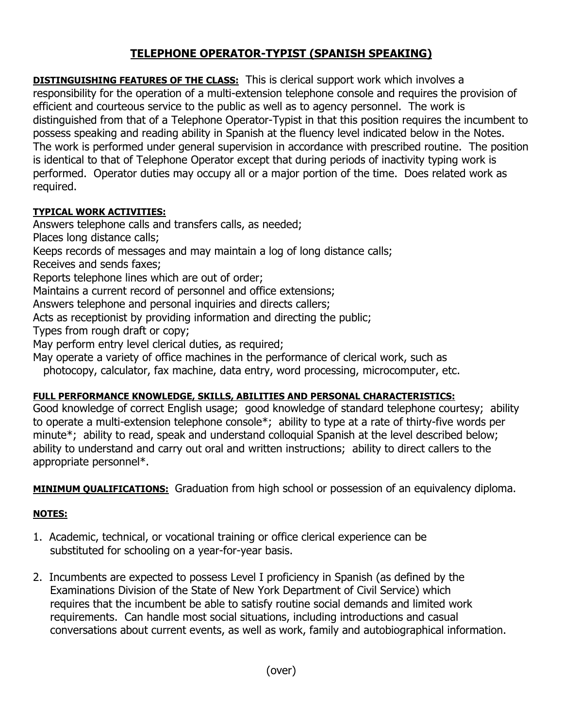# TELEPHONE OPERATOR-TYPIST (SPANISH SPEAKING)

**DISTINGUISHING FEATURES OF THE CLASS:** This is clerical support work which involves a responsibility for the operation of a multi-extension telephone console and requires the provision of efficient and courteous service to the public as well as to agency personnel. The work is distinguished from that of a Telephone Operator-Typist in that this position requires the incumbent to possess speaking and reading ability in Spanish at the fluency level indicated below in the Notes. The work is performed under general supervision in accordance with prescribed routine. The position is identical to that of Telephone Operator except that during periods of inactivity typing work is performed. Operator duties may occupy all or a major portion of the time. Does related work as required.

**TYPICAL WORK ACTIVITIES:**

Answers telephone calls and transfers calls, as needed;
Places long distance calls;
Keeps records of messages and may maintain a log of long distance calls;
Receives and sends faxes;
Reports telephone lines which are out of order;
Maintains a current record of personnel and office extensions;
Answers telephone and personal inquiries and directs callers;
Acts as receptionist by providing information and directing the public;
Types from rough draft or copy;
May perform entry level clerical duties, as required;
May operate a variety of office machines in the performance of clerical work, such as photocopy, calculator, fax machine, data entry, word processing, microcomputer, etc.

**FULL PERFORMANCE KNOWLEDGE, SKILLS, ABILITIES AND PERSONAL CHARACTERISTICS:**
Good knowledge of correct English usage; good knowledge of standard telephone courtesy; ability to operate a multi-extension telephone console*; ability to type at a rate of thirty-five words per minute*; ability to read, speak and understand colloquial Spanish at the level described below; ability to understand and carry out oral and written instructions; ability to direct callers to the appropriate personnel*.

**MINIMUM QUALIFICATIONS:** Graduation from high school or possession of an equivalency diploma.

**NOTES:**

1. Academic, technical, or vocational training or office clerical experience can be substituted for schooling on a year-for-year basis.

2. Incumbents are expected to possess Level I proficiency in Spanish (as defined by the Examinations Division of the State of New York Department of Civil Service) which requires that the incumbent be able to satisfy routine social demands and limited work requirements. Can handle most social situations, including introductions and casual conversations about current events, as well as work, family and autobiographical information.

(over)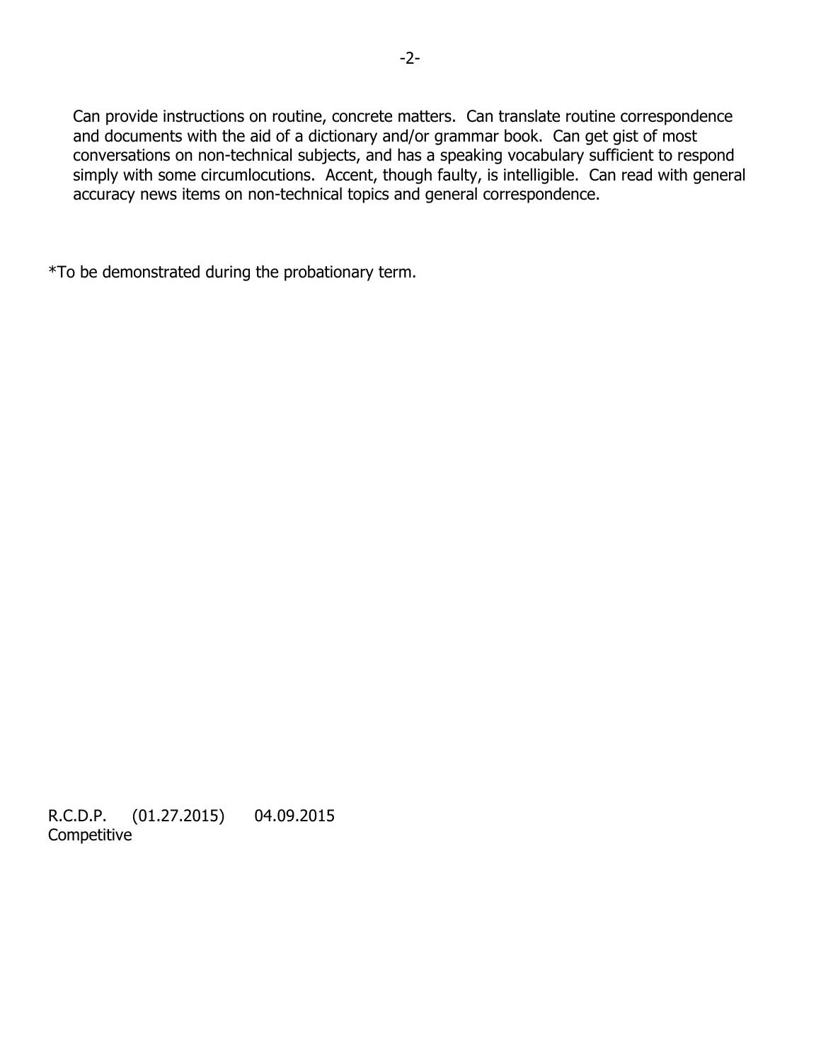Can provide instructions on routine, concrete matters. Can translate routine correspondence and documents with the aid of a dictionary and/or grammar book. Can get gist of most conversations on non-technical subjects, and has a speaking vocabulary sufficient to respond simply with some circumlocutions. Accent, though faulty, is intelligible. Can read with general accuracy news items on non-technical topics and general correspondence.

*To be demonstrated during the probationary term.

R.C.D.P. (01.27.2015) 04.09.2015
Competitive